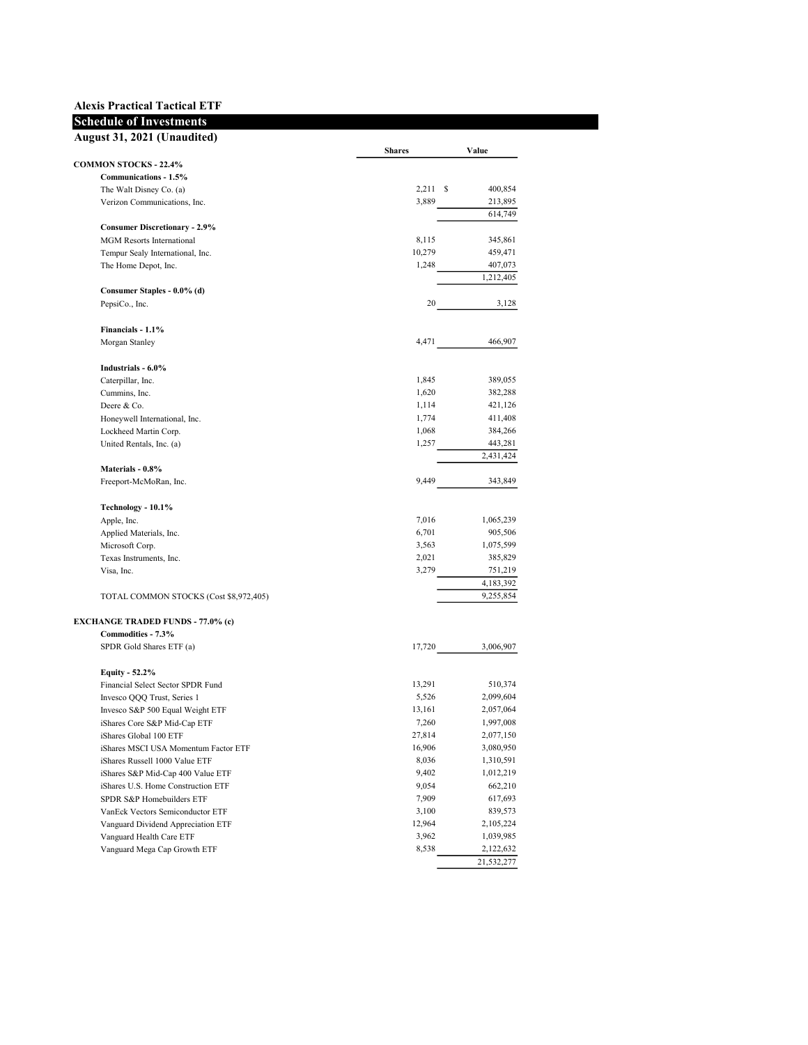**Alexis Practical Tactical ETF**

**Schedule of Investments**

**August 31, 2021 (Unaudited)**

| | Shares | Value |
|---|---|---|
| **COMMON STOCKS - 22.4%** | | |
| **Communications - 1.5%** | | |
| The Walt Disney Co. (a) | 2,211 | $ 400,854 |
| Verizon Communications, Inc. | 3,889 | 213,895 |
| | | 614,749 |
| **Consumer Discretionary - 2.9%** | | |
| MGM Resorts International | 8,115 | 345,861 |
| Tempur Sealy International, Inc. | 10,279 | 459,471 |
| The Home Depot, Inc. | 1,248 | 407,073 |
| | | 1,212,405 |
| **Consumer Staples - 0.0% (d)** | | |
| PepsiCo., Inc. | 20 | 3,128 |
| **Financials - 1.1%** | | |
| Morgan Stanley | 4,471 | 466,907 |
| **Industrials - 6.0%** | | |
| Caterpillar, Inc. | 1,845 | 389,055 |
| Cummins, Inc. | 1,620 | 382,288 |
| Deere & Co. | 1,114 | 421,126 |
| Honeywell International, Inc. | 1,774 | 411,408 |
| Lockheed Martin Corp. | 1,068 | 384,266 |
| United Rentals, Inc. (a) | 1,257 | 443,281 |
| | | 2,431,424 |
| **Materials - 0.8%** | | |
| Freeport-McMoRan, Inc. | 9,449 | 343,849 |
| **Technology - 10.1%** | | |
| Apple, Inc. | 7,016 | 1,065,239 |
| Applied Materials, Inc. | 6,701 | 905,506 |
| Microsoft Corp. | 3,563 | 1,075,599 |
| Texas Instruments, Inc. | 2,021 | 385,829 |
| Visa, Inc. | 3,279 | 751,219 |
| | | 4,183,392 |
| TOTAL COMMON STOCKS (Cost $8,972,405) | | 9,255,854 |
| **EXCHANGE TRADED FUNDS - 77.0% (c)** | | |
| **Commodities - 7.3%** | | |
| SPDR Gold Shares ETF (a) | 17,720 | 3,006,907 |
| **Equity - 52.2%** | | |
| Financial Select Sector SPDR Fund | 13,291 | 510,374 |
| Invesco QQQ Trust, Series 1 | 5,526 | 2,099,604 |
| Invesco S&P 500 Equal Weight ETF | 13,161 | 2,057,064 |
| iShares Core S&P Mid-Cap ETF | 7,260 | 1,997,008 |
| iShares Global 100 ETF | 27,814 | 2,077,150 |
| iShares MSCI USA Momentum Factor ETF | 16,906 | 3,080,950 |
| iShares Russell 1000 Value ETF | 8,036 | 1,310,591 |
| iShares S&P Mid-Cap 400 Value ETF | 9,402 | 1,012,219 |
| iShares U.S. Home Construction ETF | 9,054 | 662,210 |
| SPDR S&P Homebuilders ETF | 7,909 | 617,693 |
| VanEck Vectors Semiconductor ETF | 3,100 | 839,573 |
| Vanguard Dividend Appreciation ETF | 12,964 | 2,105,224 |
| Vanguard Health Care ETF | 3,962 | 1,039,985 |
| Vanguard Mega Cap Growth ETF | 8,538 | 2,122,632 |
| | | 21,532,277 |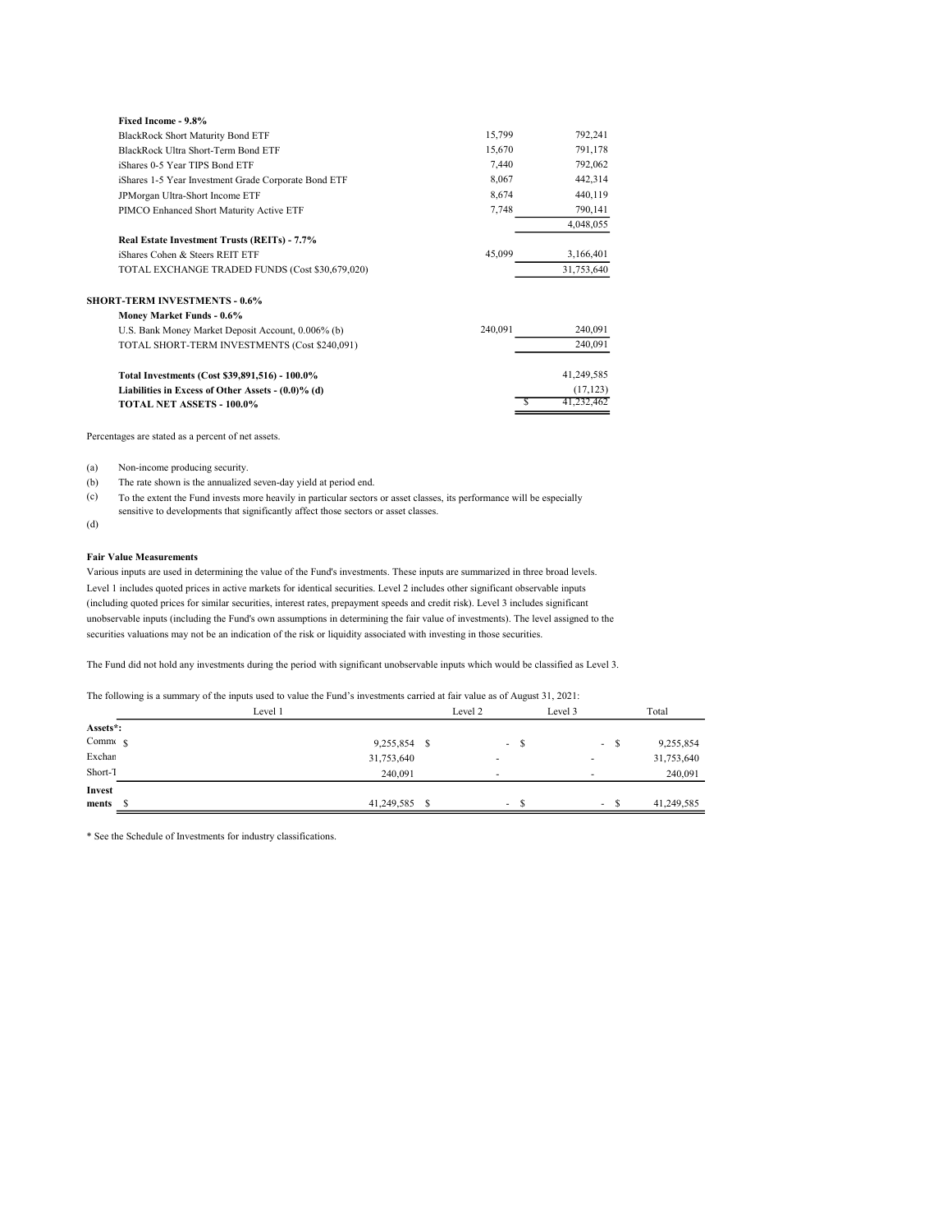| | Shares | Value |
|---|---|---|
| **Fixed Income - 9.8%** | | |
| BlackRock Short Maturity Bond ETF | 15,799 | 792,241 |
| BlackRock Ultra Short-Term Bond ETF | 15,670 | 791,178 |
| iShares 0-5 Year TIPS Bond ETF | 7,440 | 792,062 |
| iShares 1-5 Year Investment Grade Corporate Bond ETF | 8,067 | 442,314 |
| JPMorgan Ultra-Short Income ETF | 8,674 | 440,119 |
| PIMCO Enhanced Short Maturity Active ETF | 7,748 | 790,141 |
| | | 4,048,055 |
| **Real Estate Investment Trusts (REITs) - 7.7%** | | |
| iShares Cohen & Steers REIT ETF | 45,099 | 3,166,401 |
| TOTAL EXCHANGE TRADED FUNDS (Cost $30,679,020) | | 31,753,640 |
| | | |
| **SHORT-TERM INVESTMENTS - 0.6%** | | |
| **Money Market Funds - 0.6%** | | |
| U.S. Bank Money Market Deposit Account, 0.006% (b) | 240,091 | 240,091 |
| TOTAL SHORT-TERM INVESTMENTS (Cost $240,091) | | 240,091 |
| | | |
| **Total Investments (Cost $39,891,516) - 100.0%** | | 41,249,585 |
| **Liabilities in Excess of Other Assets - (0.0)% (d)** | | (17,123) |
| **TOTAL NET ASSETS - 100.0%** | | $ 41,232,462 |

Percentages are stated as a percent of net assets.

(a) Non-income producing security.

(b) The rate shown is the annualized seven-day yield at period end.

(c) To the extent the Fund invests more heavily in particular sectors or asset classes, its performance will be especially sensitive to developments that significantly affect those sectors or asset classes.

(d)

**Fair Value Measurements**

Various inputs are used in determining the value of the Fund's investments. These inputs are summarized in three broad levels. Level 1 includes quoted prices in active markets for identical securities. Level 2 includes other significant observable inputs (including quoted prices for similar securities, interest rates, prepayment speeds and credit risk). Level 3 includes significant unobservable inputs (including the Fund's own assumptions in determining the fair value of investments). The level assigned to the securities valuations may not be an indication of the risk or liquidity associated with investing in those securities.

The Fund did not hold any investments during the period with significant unobservable inputs which would be classified as Level 3.

The following is a summary of the inputs used to value the Fund's investments carried at fair value as of August 31, 2021:

| | Level 1 | Level 2 | Level 3 | Total |
|---|---|---|---|---|
| **Assets*:** | | | | |
| Comm | $ 9,255,854 | $ - | $ - | $ 9,255,854 |
| Exchan | 31,753,640 | - | - | 31,753,640 |
| Short-T | 240,091 | - | - | 240,091 |
| **Investments** | $ 41,249,585 | $ - | $ - | $ 41,249,585 |

\* See the Schedule of Investments for industry classifications.